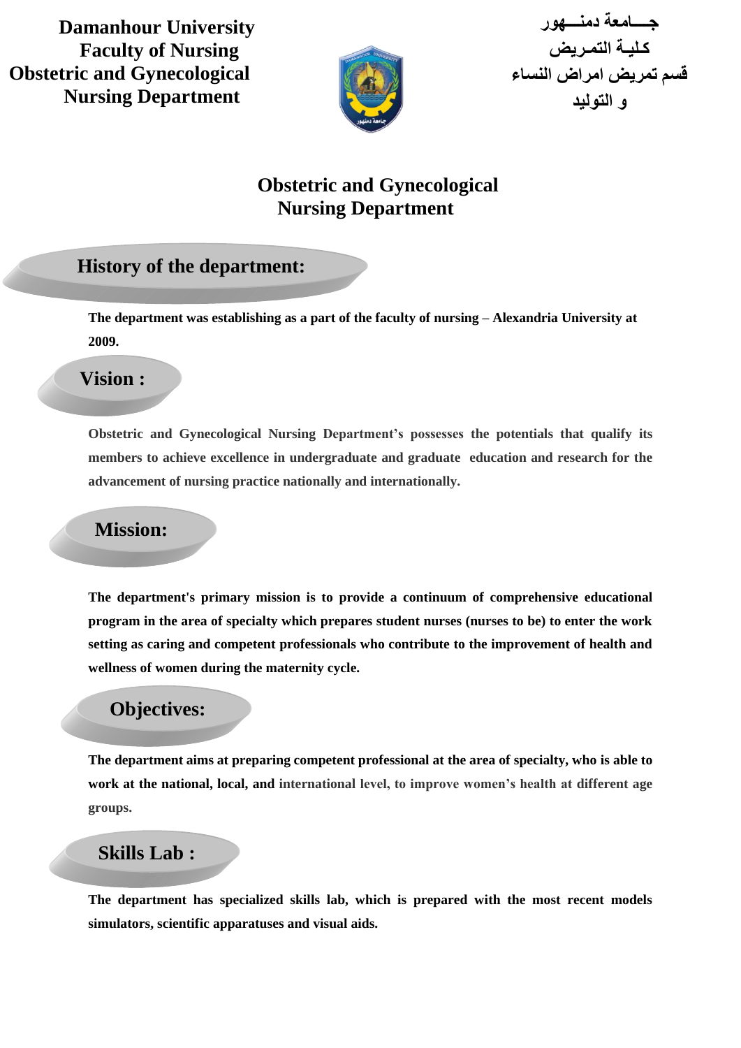**Damanhour University**
**Faculty of Nursing**
**Obstetric and Gynecological Nursing Department**

**جـــامعة دمنـــهور**
**كـليـة التمـريض**
**قسم تمريض امراض النساء و التوليد**

# Obstetric and Gynecological Nursing Department

## History of the department:

**The department was establishing as a part of the faculty of nursing – Alexandria University at 2009.**

## Vision :

**Obstetric and Gynecological Nursing Department's possesses the potentials that qualify its members to achieve excellence in undergraduate and graduate education and research for the advancement of nursing practice nationally and internationally.**

## Mission:

**The department's primary mission is to provide a continuum of comprehensive educational program in the area of specialty which prepares student nurses (nurses to be) to enter the work setting as caring and competent professionals who contribute to the improvement of health and wellness of women during the maternity cycle.**

## Objectives:

**The department aims at preparing competent professional at the area of specialty, who is able to work at the national, local, and international level, to improve women's health at different age groups.**

## Skills Lab :

**The department has specialized skills lab, which is prepared with the most recent models simulators, scientific apparatuses and visual aids.**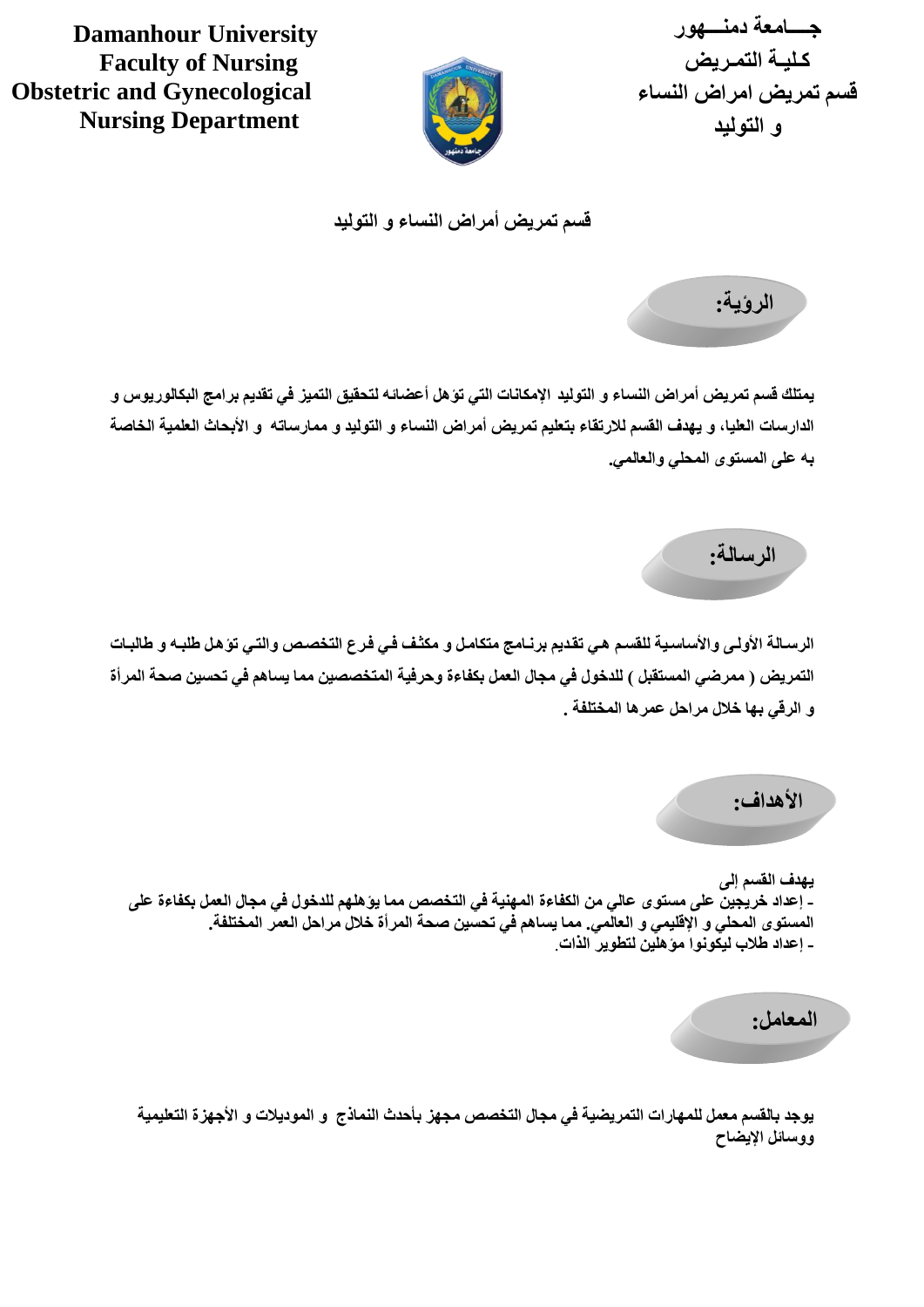**Damanhour University**
**Faculty of Nursing**
**Obstetric and Gynecological Nursing Department**

**جـــامعة دمنـــهور**
**كـليـة التمـريض**
**قسم تمريض امراض النساء و التوليد**

# قسم تمريض أمراض النساء و التوليد

## الرؤية:

يمتلك قسم تمريض أمراض النساء و التوليد الإمكانات التي تؤهل أعضائه لتحقيق التميز في تقديم برامج البكالوريوس و الدارسات العليا، و يهدف القسم للارتقاء بتعليم تمريض أمراض النساء و التوليد و ممارساته و الأبحاث العلمية الخاصة به على المستوى المحلي والعالمي.

## الرسالة:

الرسالة الأولى والأساسية للقسم هي تقديم برنـامج متكامل و مكثف في فرع التخصص والتي تؤهل طلبه و طالبات التمريض ( ممرضي المستقبل ) للدخول في مجال العمل بكفاءة وحرفية المتخصصين مما يساهم في تحسين صحة المرأة و الرقي بها خلال مراحل عمرها المختلفة .

## الأهداف:

يهدف القسم إلى
- إعداد خريجين على مستوى عالي من الكفاءة المهنية في التخصص مما يؤهلهم للدخول في مجال العمل بكفاءة على المستوى المحلي و الإقليمي و العالمي. مما يساهم في تحسين صحة المرأة خلال مراحل العمر المختلفة.
- إعداد طلاب ليكونوا مؤهلين لتطوير الذات.

## المعامل:

يوجد بالقسم معمل للمهارات التمريضية في مجال التخصص مجهز بأحدث النماذج و الموديلات و الأجهزة التعليمية ووسائل الإيضاح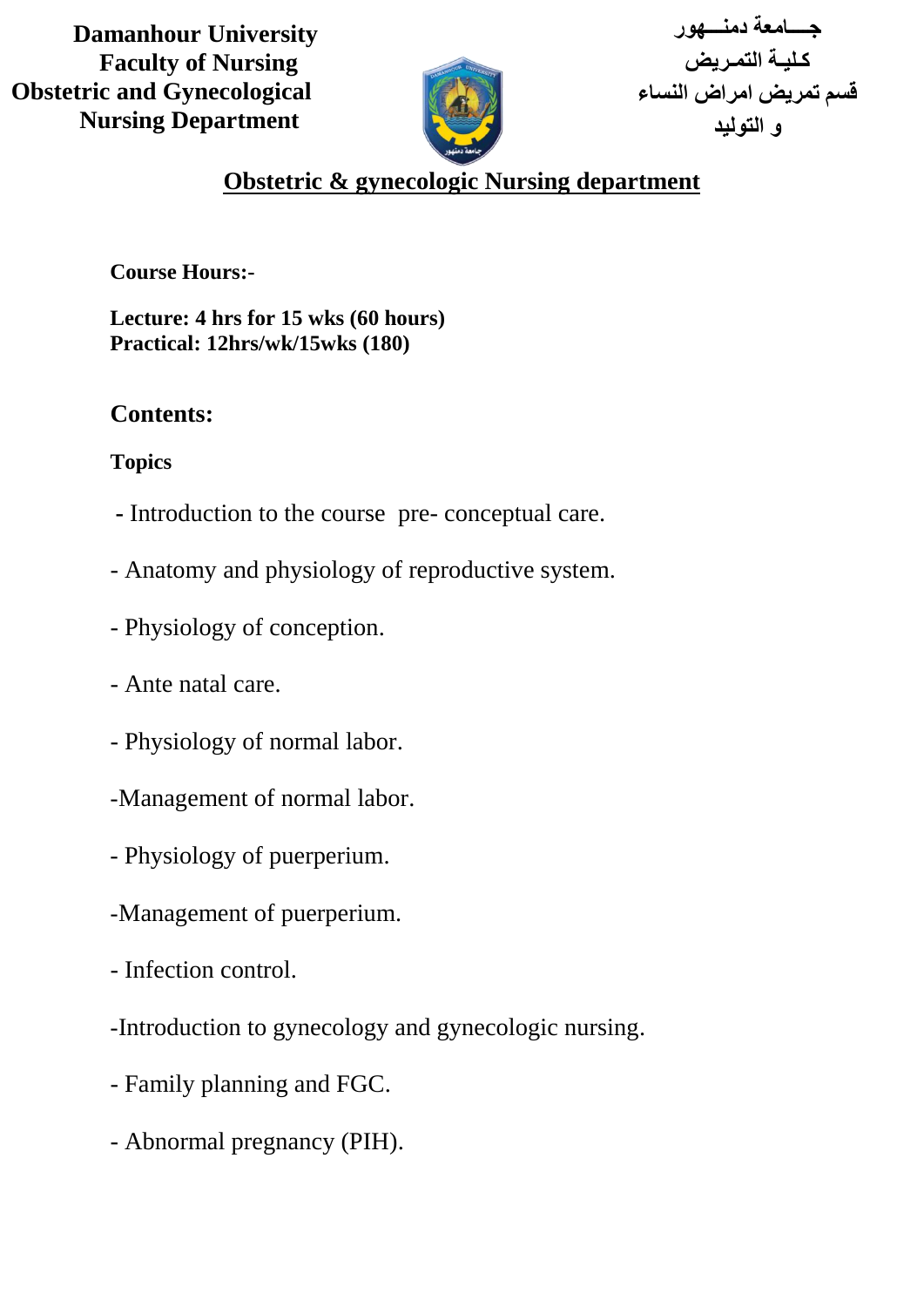**Damanhour University**
**Faculty of Nursing**
**Obstetric and Gynecological**
**Nursing Department**

**جـــامعة دمنـــهور**
**كـليـة التمـريض**
**قسم تمريض امراض النساء**
**و التوليد**

## Obstetric & gynecologic Nursing department

**Course Hours:-**

**Lecture: 4 hrs for 15 wks (60 hours)**
**Practical: 12hrs/wk/15wks (180)**

## Contents:

**Topics**

- Introduction to the course pre- conceptual care.
- Anatomy and physiology of reproductive system.
- Physiology of conception.
- Ante natal care.
- Physiology of normal labor.
- Management of normal labor.
- Physiology of puerperium.
- Management of puerperium.
- Infection control.
- Introduction to gynecology and gynecologic nursing.
- Family planning and FGC.
- Abnormal pregnancy (PIH).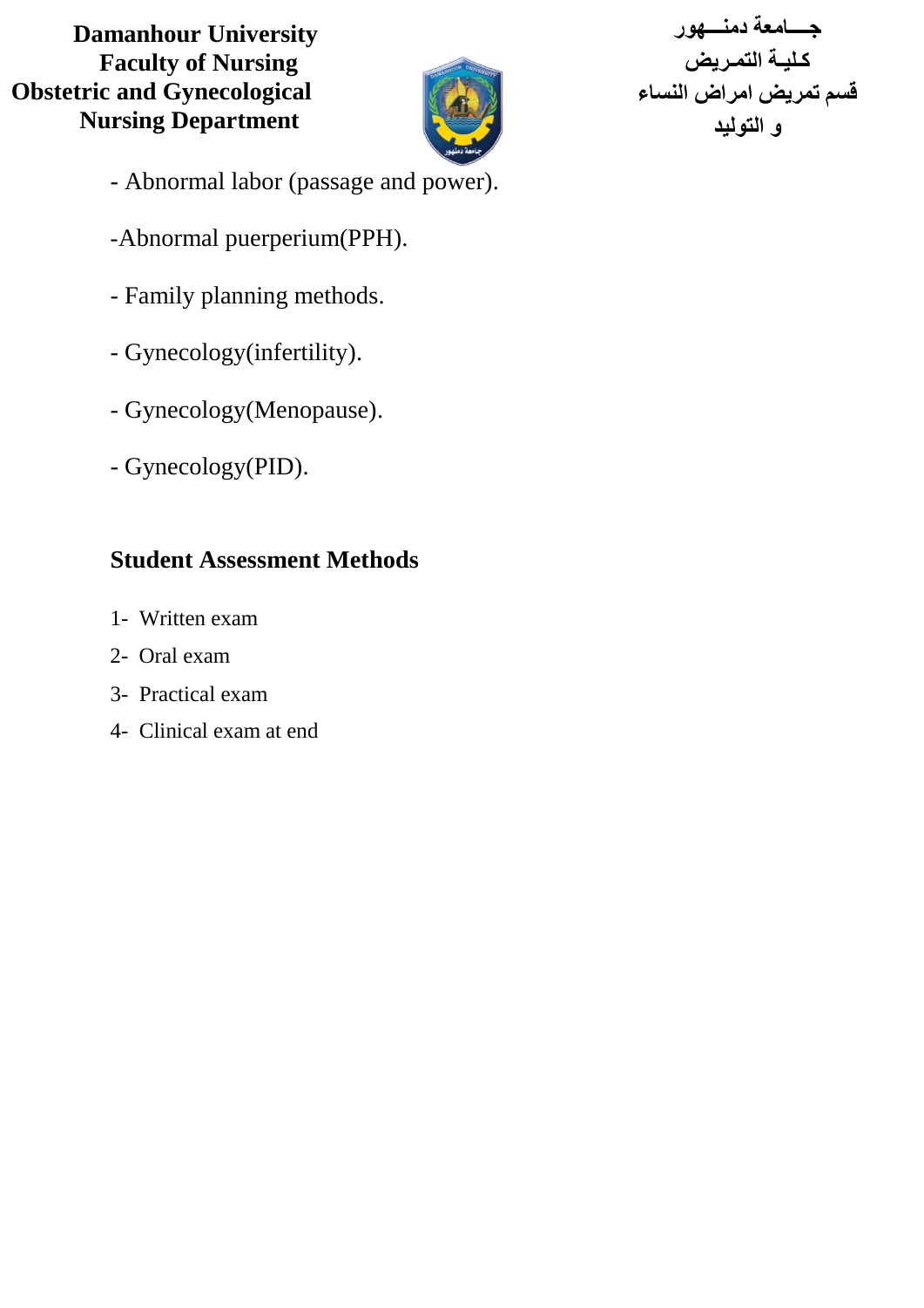- Abnormal labor (passage and power).

-Abnormal puerperium(PPH).

- Family planning methods.

- Gynecology(infertility).

- Gynecology(Menopause).

- Gynecology(PID).

## Student Assessment Methods

1- Written exam
2- Oral exam
3- Practical exam
4- Clinical exam at end